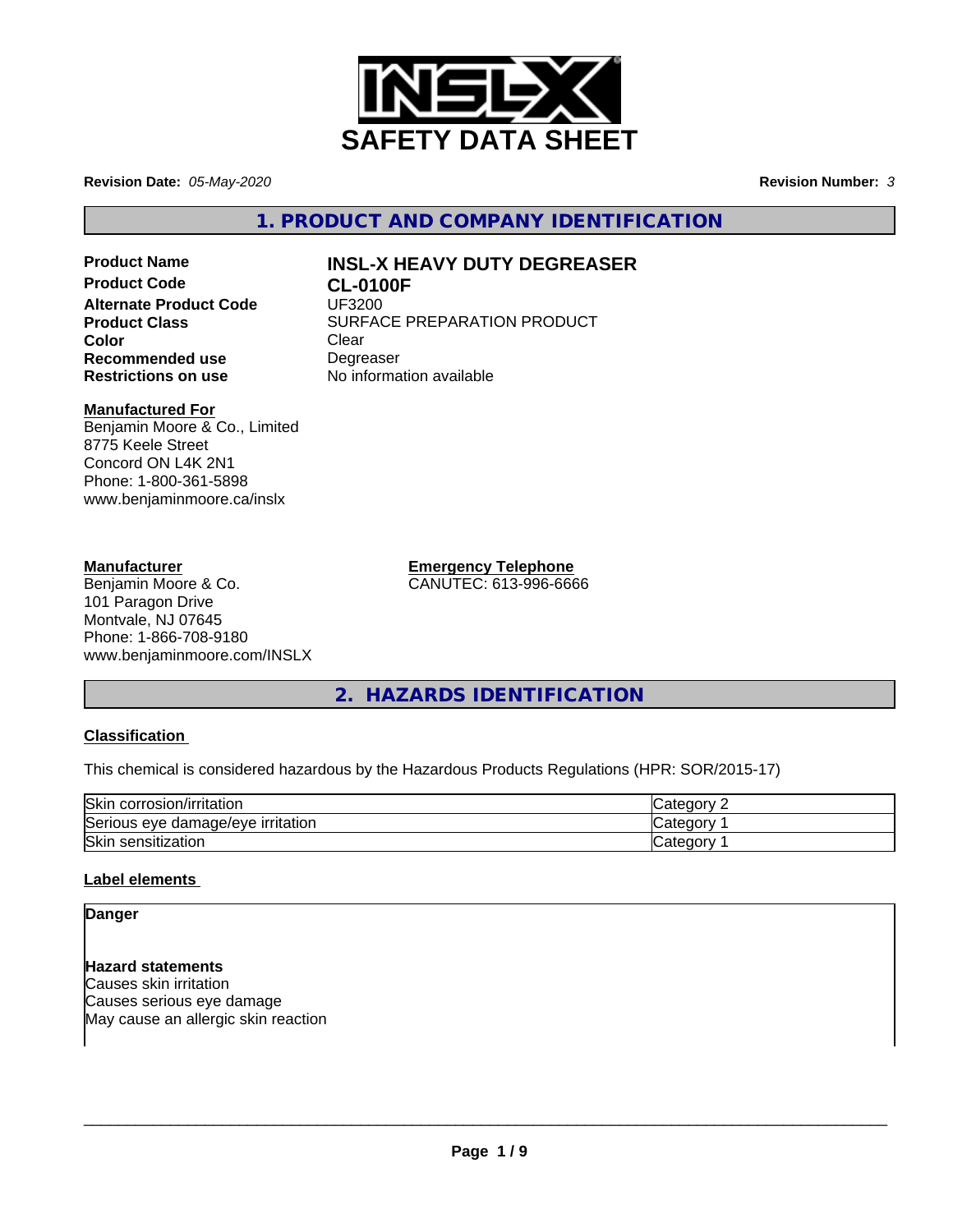# SAFETY DATA SHEET

**Revision Date:** *05-May-2020* **Revision Number:** *3*

## 1. PRODUCT AND COMPANY IDENTIFICATION

| | |
|---|---|
| **Product Name** | **INSL-X HEAVY DUTY DEGREASER** |
| **Product Code** | **CL-0100F** |
| **Alternate Product Code** | UF3200 |
| **Product Class** | SURFACE PREPARATION PRODUCT |
| **Color** | Clear |
| **Recommended use** | Degreaser |
| **Restrictions on use** | No information available |

**Manufactured For**
Benjamin Moore & Co., Limited
8775 Keele Street
Concord ON L4K 2N1
Phone: 1-800-361-5898
www.benjaminmoore.ca/inslx

**Manufacturer**
Benjamin Moore & Co.
101 Paragon Drive
Montvale, NJ 07645
Phone: 1-866-708-9180
www.benjaminmoore.com/INSLX

**Emergency Telephone**
CANUTEC: 613-996-6666

## 2. HAZARDS IDENTIFICATION

**Classification**

This chemical is considered hazardous by the Hazardous Products Regulations (HPR: SOR/2015-17)

| | |
|---|---|
| Skin corrosion/irritation | Category 2 |
| Serious eye damage/eye irritation | Category 1 |
| Skin sensitization | Category 1 |

**Label elements**

**Danger**

**Hazard statements**
Causes skin irritation
Causes serious eye damage
May cause an allergic skin reaction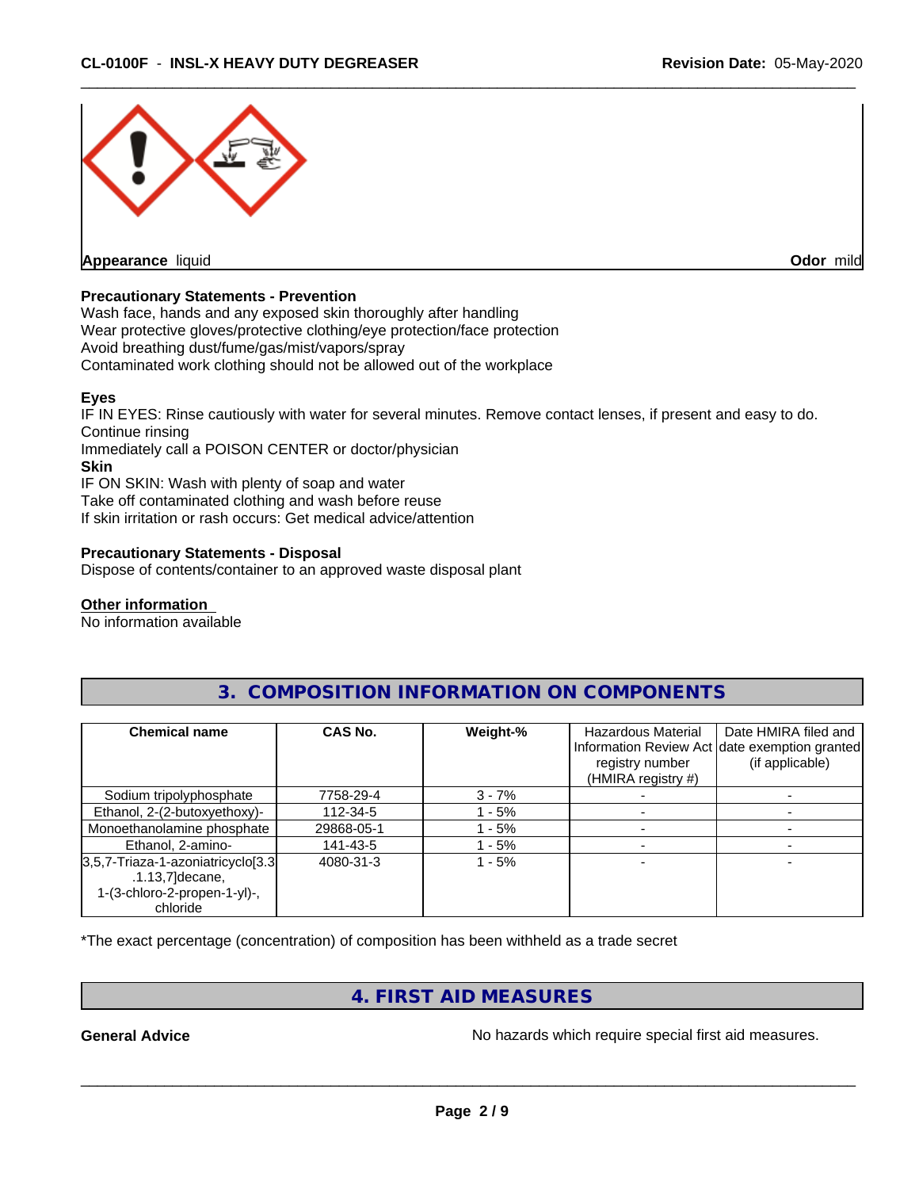**Appearance** liquid **Odor** mild

**Precautionary Statements - Prevention**

Wash face, hands and any exposed skin thoroughly after handling
Wear protective gloves/protective clothing/eye protection/face protection
Avoid breathing dust/fume/gas/mist/vapors/spray
Contaminated work clothing should not be allowed out of the workplace

**Eyes**

IF IN EYES: Rinse cautiously with water for several minutes. Remove contact lenses, if present and easy to do. Continue rinsing
Immediately call a POISON CENTER or doctor/physician

**Skin**

IF ON SKIN: Wash with plenty of soap and water
Take off contaminated clothing and wash before reuse
If skin irritation or rash occurs: Get medical advice/attention

**Precautionary Statements - Disposal**

Dispose of contents/container to an approved waste disposal plant

**Other information**

No information available

## 3. COMPOSITION INFORMATION ON COMPONENTS

| Chemical name | CAS No. | Weight-% | Hazardous Material Information Review Act registry number (HMIRA registry #) | Date HMIRA filed and date exemption granted (if applicable) |
|---|---|---|---|---|
| Sodium tripolyphosphate | 7758-29-4 | 3 - 7% | - | - |
| Ethanol, 2-(2-butoxyethoxy)- | 112-34-5 | 1 - 5% | - | - |
| Monoethanolamine phosphate | 29868-05-1 | 1 - 5% | - | - |
| Ethanol, 2-amino- | 141-43-5 | 1 - 5% | - | - |
| 3,5,7-Triaza-1-azoniatricyclo[3.3.1.13,7]decane, 1-(3-chloro-2-propen-1-yl)-, chloride | 4080-31-3 | 1 - 5% | - | - |

*The exact percentage (concentration) of composition has been withheld as a trade secret

## 4. FIRST AID MEASURES

**General Advice** No hazards which require special first aid measures.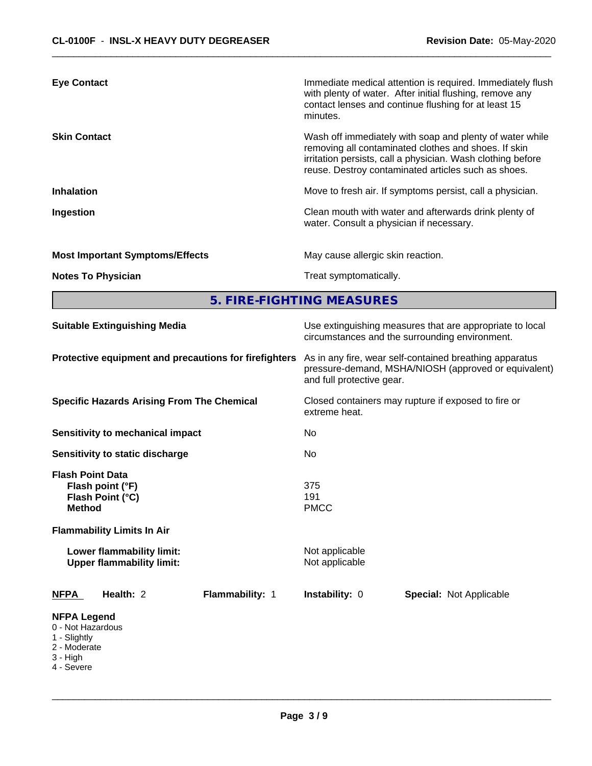| | |
|---|---|
| **Eye Contact** | Immediate medical attention is required. Immediately flush with plenty of water. After initial flushing, remove any contact lenses and continue flushing for at least 15 minutes. |
| **Skin Contact** | Wash off immediately with soap and plenty of water while removing all contaminated clothes and shoes. If skin irritation persists, call a physician. Wash clothing before reuse. Destroy contaminated articles such as shoes. |
| **Inhalation** | Move to fresh air. If symptoms persist, call a physician. |
| **Ingestion** | Clean mouth with water and afterwards drink plenty of water. Consult a physician if necessary. |
| **Most Important Symptoms/Effects** | May cause allergic skin reaction. |
| **Notes To Physician** | Treat symptomatically. |

## 5. FIRE-FIGHTING MEASURES

| | |
|---|---|
| **Suitable Extinguishing Media** | Use extinguishing measures that are appropriate to local circumstances and the surrounding environment. |
| **Protective equipment and precautions for firefighters** | As in any fire, wear self-contained breathing apparatus pressure-demand, MSHA/NIOSH (approved or equivalent) and full protective gear. |
| **Specific Hazards Arising From The Chemical** | Closed containers may rupture if exposed to fire or extreme heat. |
| **Sensitivity to mechanical impact** | No |
| **Sensitivity to static discharge** | No |

**Flash Point Data**

| | |
|---|---|
| **Flash point (°F)** | 375 |
| **Flash Point (°C)** | 191 |
| **Method** | PMCC |

**Flammability Limits In Air**

| | |
|---|---|
| **Lower flammability limit:** | Not applicable |
| **Upper flammability limit:** | Not applicable |

| **NFPA** | **Health:** 2 | **Flammability:** 1 | **Instability:** 0 | **Special:** Not Applicable |
|---|---|---|---|---|

**NFPA Legend**
- 0 - Not Hazardous
- 1 - Slightly
- 2 - Moderate
- 3 - High
- 4 - Severe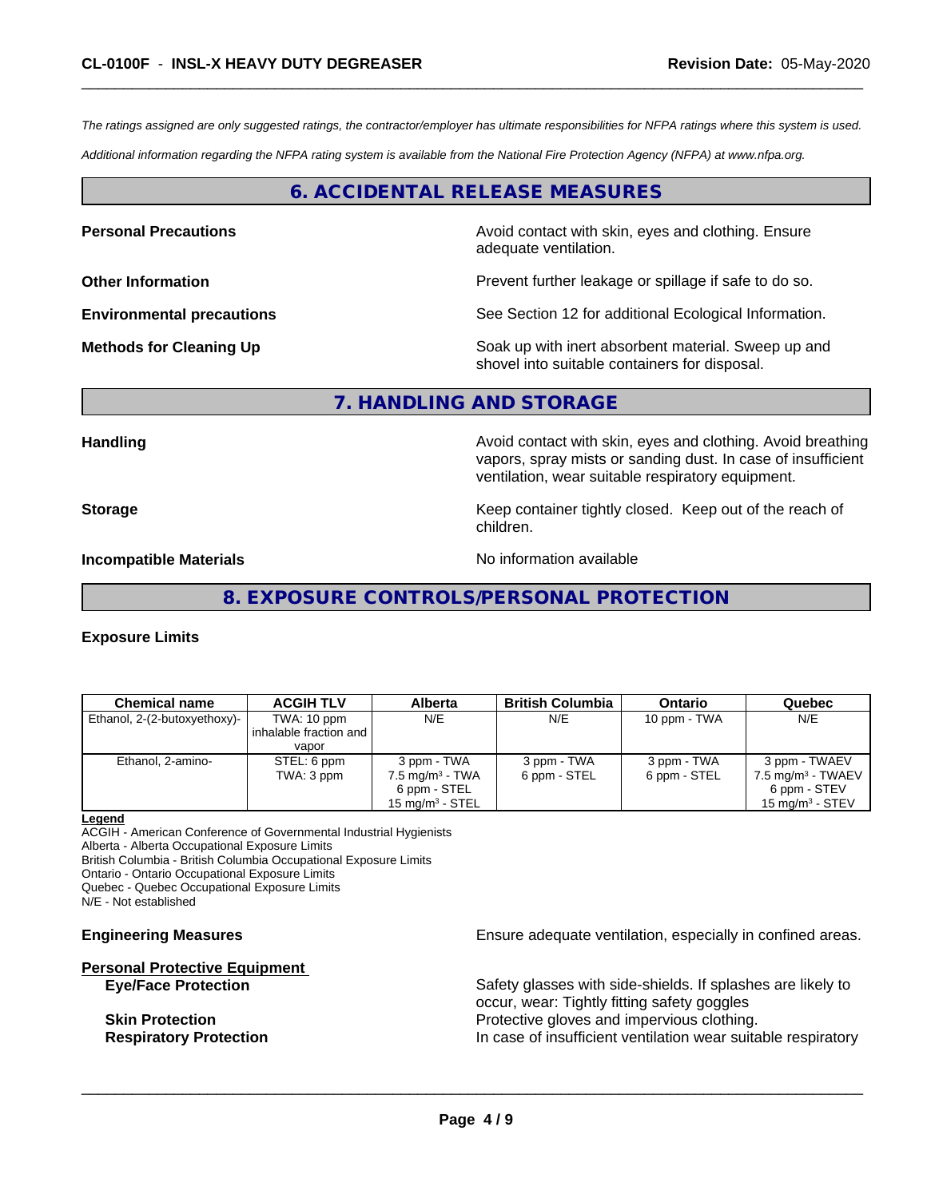*The ratings assigned are only suggested ratings, the contractor/employer has ultimate responsibilities for NFPA ratings where this system is used.*

*Additional information regarding the NFPA rating system is available from the National Fire Protection Agency (NFPA) at www.nfpa.org.*

## 6. ACCIDENTAL RELEASE MEASURES

**Personal Precautions** — Avoid contact with skin, eyes and clothing. Ensure adequate ventilation.

**Other Information** — Prevent further leakage or spillage if safe to do so.

**Environmental precautions** — See Section 12 for additional Ecological Information.

**Methods for Cleaning Up** — Soak up with inert absorbent material. Sweep up and shovel into suitable containers for disposal.

## 7. HANDLING AND STORAGE

**Handling** — Avoid contact with skin, eyes and clothing. Avoid breathing vapors, spray mists or sanding dust. In case of insufficient ventilation, wear suitable respiratory equipment.

**Storage** — Keep container tightly closed. Keep out of the reach of children.

**Incompatible Materials** — No information available

## 8. EXPOSURE CONTROLS/PERSONAL PROTECTION

**Exposure Limits**

| Chemical name | ACGIH TLV | Alberta | British Columbia | Ontario | Quebec |
|---|---|---|---|---|---|
| Ethanol, 2-(2-butoxyethoxy)- | TWA: 10 ppm inhalable fraction and vapor | N/E | N/E | 10 ppm - TWA | N/E |
| Ethanol, 2-amino- | STEL: 6 ppm TWA: 3 ppm | 3 ppm - TWA 7.5 mg/m³ - TWA 6 ppm - STEL 15 mg/m³ - STEL | 3 ppm - TWA 6 ppm - STEL | 3 ppm - TWA 6 ppm - STEL | 3 ppm - TWAEV 7.5 mg/m³ - TWAEV 6 ppm - STEV 15 mg/m³ - STEV |

**Legend**
ACGIH - American Conference of Governmental Industrial Hygienists
Alberta - Alberta Occupational Exposure Limits
British Columbia - British Columbia Occupational Exposure Limits
Ontario - Ontario Occupational Exposure Limits
Quebec - Quebec Occupational Exposure Limits
N/E - Not established

**Engineering Measures** — Ensure adequate ventilation, especially in confined areas.

**Personal Protective Equipment**

**Eye/Face Protection** — Safety glasses with side-shields. If splashes are likely to occur, wear: Tightly fitting safety goggles

**Skin Protection** — Protective gloves and impervious clothing.

**Respiratory Protection** — In case of insufficient ventilation wear suitable respiratory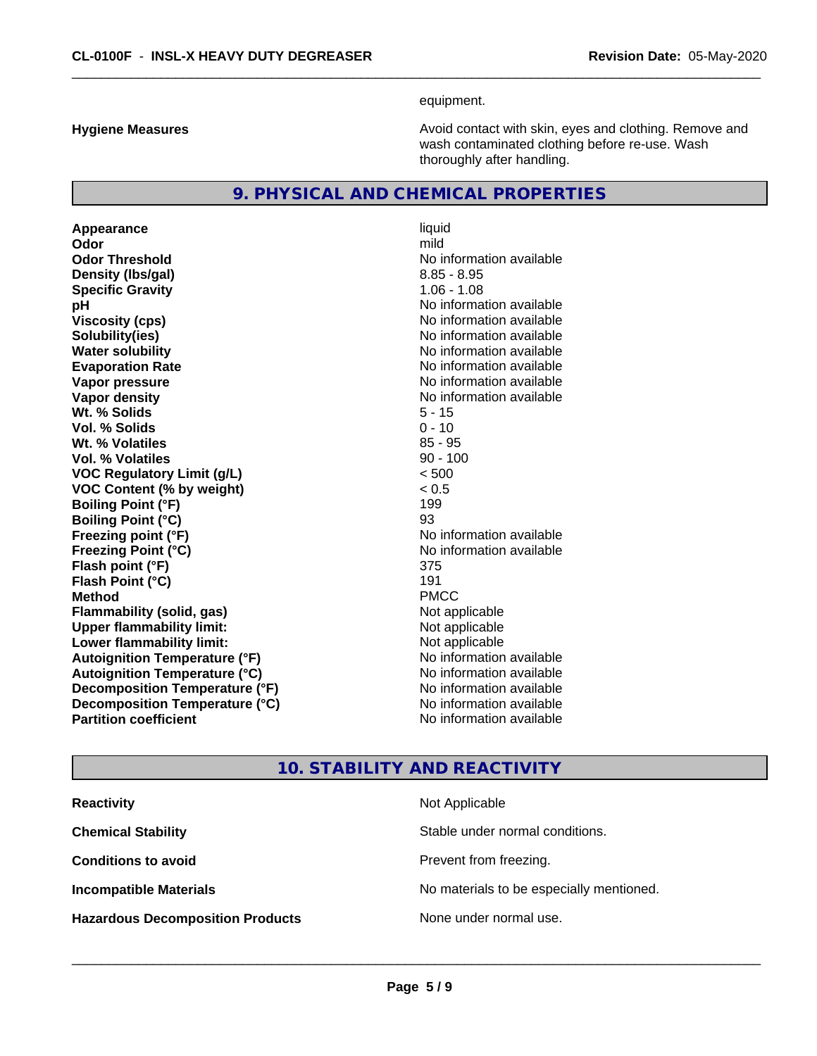equipment.

**Hygiene Measures** — Avoid contact with skin, eyes and clothing. Remove and wash contaminated clothing before re-use. Wash thoroughly after handling.

## 9. PHYSICAL AND CHEMICAL PROPERTIES

| Property | Value |
|---|---|
| **Appearance** | liquid |
| **Odor** | mild |
| **Odor Threshold** | No information available |
| **Density (lbs/gal)** | 8.85 - 8.95 |
| **Specific Gravity** | 1.06 - 1.08 |
| **pH** | No information available |
| **Viscosity (cps)** | No information available |
| **Solubility(ies)** | No information available |
| **Water solubility** | No information available |
| **Evaporation Rate** | No information available |
| **Vapor pressure** | No information available |
| **Vapor density** | No information available |
| **Wt. % Solids** | 5 - 15 |
| **Vol. % Solids** | 0 - 10 |
| **Wt. % Volatiles** | 85 - 95 |
| **Vol. % Volatiles** | 90 - 100 |
| **VOC Regulatory Limit (g/L)** | < 500 |
| **VOC Content (% by weight)** | < 0.5 |
| **Boiling Point (°F)** | 199 |
| **Boiling Point (°C)** | 93 |
| **Freezing point (°F)** | No information available |
| **Freezing Point (°C)** | No information available |
| **Flash point (°F)** | 375 |
| **Flash Point (°C)** | 191 |
| **Method** | PMCC |
| **Flammability (solid, gas)** | Not applicable |
| **Upper flammability limit:** | Not applicable |
| **Lower flammability limit:** | Not applicable |
| **Autoignition Temperature (°F)** | No information available |
| **Autoignition Temperature (°C)** | No information available |
| **Decomposition Temperature (°F)** | No information available |
| **Decomposition Temperature (°C)** | No information available |
| **Partition coefficient** | No information available |

## 10. STABILITY AND REACTIVITY

| Property | Value |
|---|---|
| **Reactivity** | Not Applicable |
| **Chemical Stability** | Stable under normal conditions. |
| **Conditions to avoid** | Prevent from freezing. |
| **Incompatible Materials** | No materials to be especially mentioned. |
| **Hazardous Decomposition Products** | None under normal use. |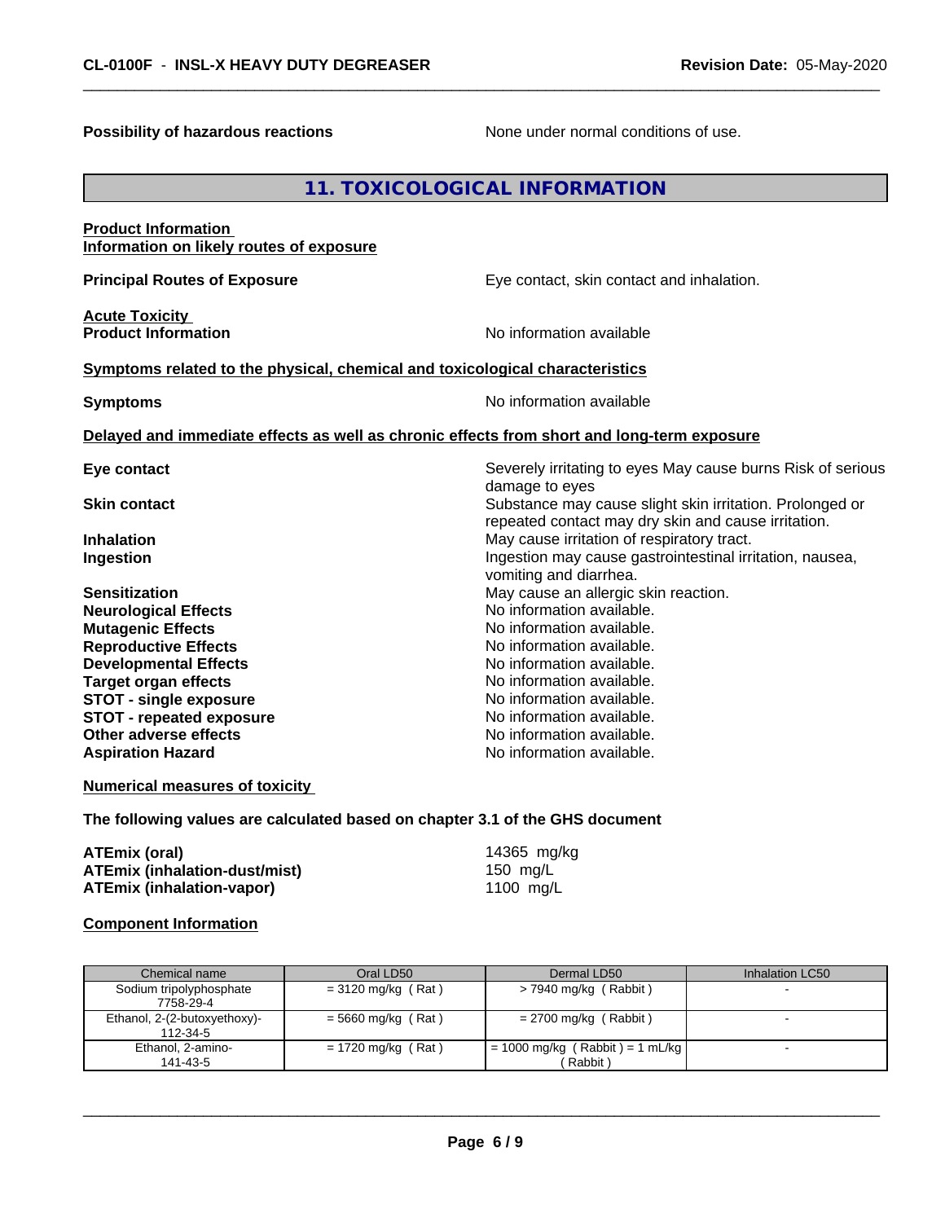**Possibility of hazardous reactions** None under normal conditions of use.

## 11. TOXICOLOGICAL INFORMATION

**Product Information**
**Information on likely routes of exposure**

**Principal Routes of Exposure** Eye contact, skin contact and inhalation.

**Acute Toxicity**
**Product Information** No information available

**Symptoms related to the physical, chemical and toxicological characteristics**

**Symptoms** No information available

**Delayed and immediate effects as well as chronic effects from short and long-term exposure**

**Eye contact** Severely irritating to eyes May cause burns Risk of serious damage to eyes
**Skin contact** Substance may cause slight skin irritation. Prolonged or repeated contact may dry skin and cause irritation.
**Inhalation** May cause irritation of respiratory tract.
**Ingestion** Ingestion may cause gastrointestinal irritation, nausea, vomiting and diarrhea.
**Sensitization** May cause an allergic skin reaction.
**Neurological Effects** No information available.
**Mutagenic Effects** No information available.
**Reproductive Effects** No information available.
**Developmental Effects** No information available.
**Target organ effects** No information available.
**STOT - single exposure** No information available.
**STOT - repeated exposure** No information available.
**Other adverse effects** No information available.
**Aspiration Hazard** No information available.

**Numerical measures of toxicity**

**The following values are calculated based on chapter 3.1 of the GHS document**

**ATEmix (oral)** 14365 mg/kg
**ATEmix (inhalation-dust/mist)** 150 mg/L
**ATEmix (inhalation-vapor)** 1100 mg/L

**Component Information**

| Chemical name | Oral LD50 | Dermal LD50 | Inhalation LC50 |
|---|---|---|---|
| Sodium tripolyphosphate 7758-29-4 | = 3120 mg/kg ( Rat ) | > 7940 mg/kg ( Rabbit ) | - |
| Ethanol, 2-(2-butoxyethoxy)- 112-34-5 | = 5660 mg/kg ( Rat ) | = 2700 mg/kg ( Rabbit ) | - |
| Ethanol, 2-amino- 141-43-5 | = 1720 mg/kg ( Rat ) | = 1000 mg/kg ( Rabbit ) = 1 mL/kg ( Rabbit ) | - |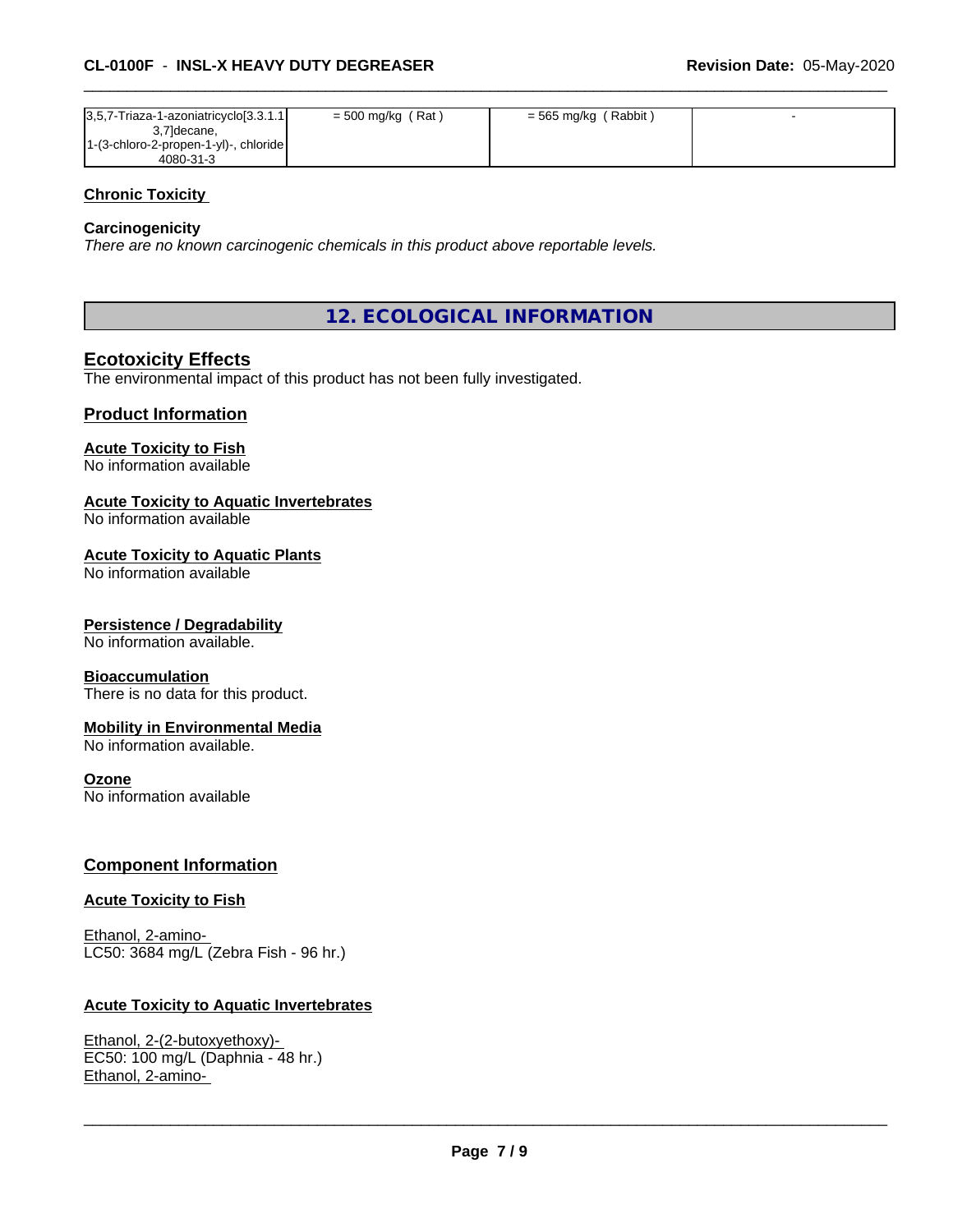| 3,5,7-Triaza-1-azoniatricyclo[3.3.1.1 3,7]decane, 1-(3-chloro-2-propen-1-yl)-, chloride 4080-31-3 | = 500 mg/kg ( Rat ) | = 565 mg/kg ( Rabbit ) | - |
|---|---|---|---|

**Chronic Toxicity**

**Carcinogenicity**

*There are no known carcinogenic chemicals in this product above reportable levels.*

## 12. ECOLOGICAL INFORMATION

### Ecotoxicity Effects

The environmental impact of this product has not been fully investigated.

### Product Information

**Acute Toxicity to Fish**

No information available

**Acute Toxicity to Aquatic Invertebrates**

No information available

**Acute Toxicity to Aquatic Plants**

No information available

**Persistence / Degradability**

No information available.

**Bioaccumulation**

There is no data for this product.

**Mobility in Environmental Media**

No information available.

**Ozone**

No information available

### Component Information

**Acute Toxicity to Fish**

Ethanol, 2-amino-
LC50: 3684 mg/L (Zebra Fish - 96 hr.)

**Acute Toxicity to Aquatic Invertebrates**

Ethanol, 2-(2-butoxyethoxy)-
EC50: 100 mg/L (Daphnia - 48 hr.)
Ethanol, 2-amino-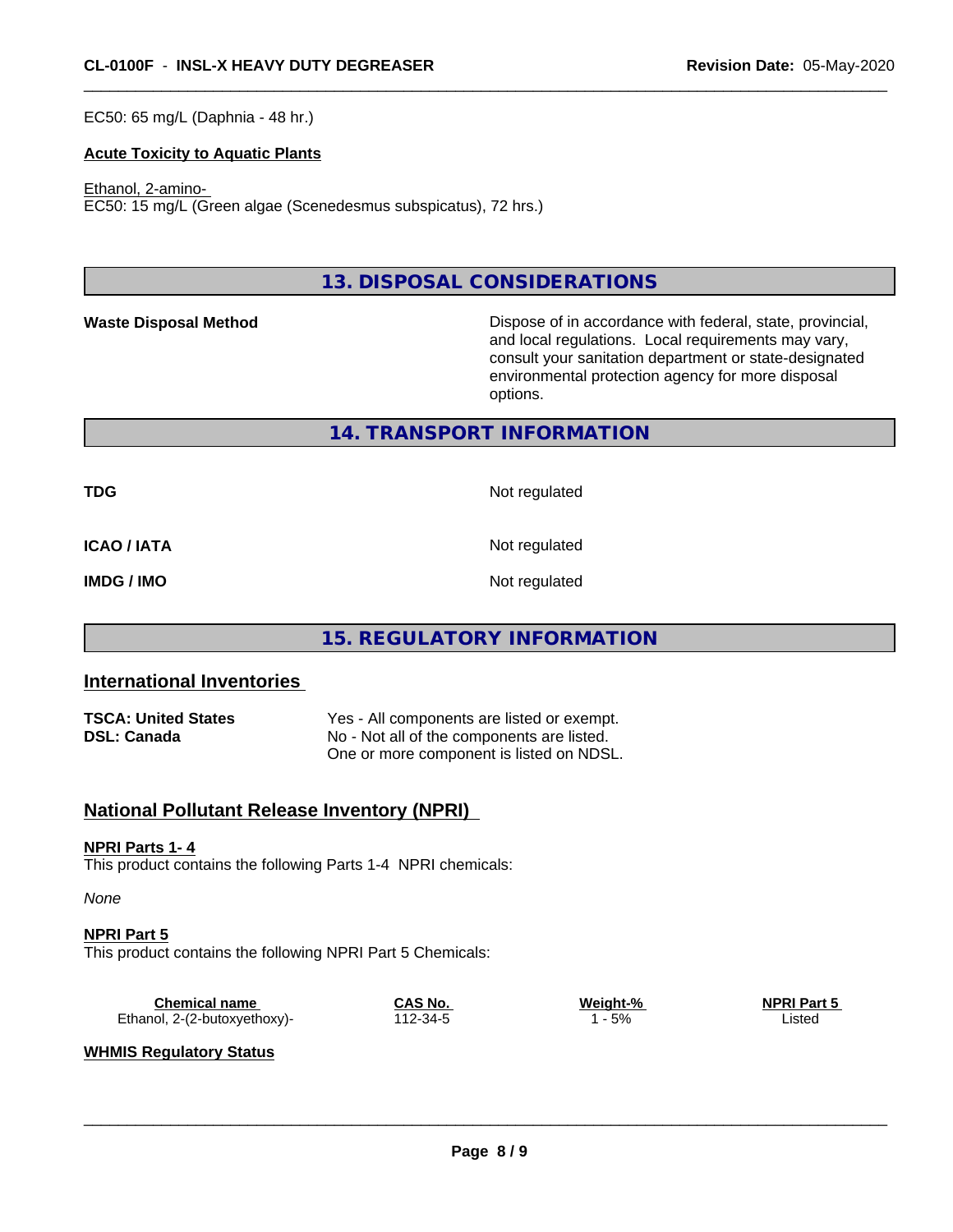EC50: 65 mg/L (Daphnia - 48 hr.)

**Acute Toxicity to Aquatic Plants**

Ethanol, 2-amino-
EC50: 15 mg/L (Green algae (Scenedesmus subspicatus), 72 hrs.)

## 13. DISPOSAL CONSIDERATIONS

**Waste Disposal Method**

Dispose of in accordance with federal, state, provincial, and local regulations. Local requirements may vary, consult your sanitation department or state-designated environmental protection agency for more disposal options.

## 14. TRANSPORT INFORMATION

| | |
|---|---|
| **TDG** | Not regulated |
| **ICAO / IATA** | Not regulated |
| **IMDG / IMO** | Not regulated |

## 15. REGULATORY INFORMATION

### International Inventories

| | |
|---|---|
| **TSCA: United States** | Yes - All components are listed or exempt. |
| **DSL: Canada** | No - Not all of the components are listed. One or more component is listed on NDSL. |

### National Pollutant Release Inventory (NPRI)

**NPRI Parts 1- 4**

This product contains the following Parts 1-4 NPRI chemicals:

*None*

**NPRI Part 5**

This product contains the following NPRI Part 5 Chemicals:

| Chemical name | CAS No. | Weight-% | NPRI Part 5 |
|---|---|---|---|
| Ethanol, 2-(2-butoxyethoxy)- | 112-34-5 | 1 - 5% | Listed |

**WHMIS Regulatory Status**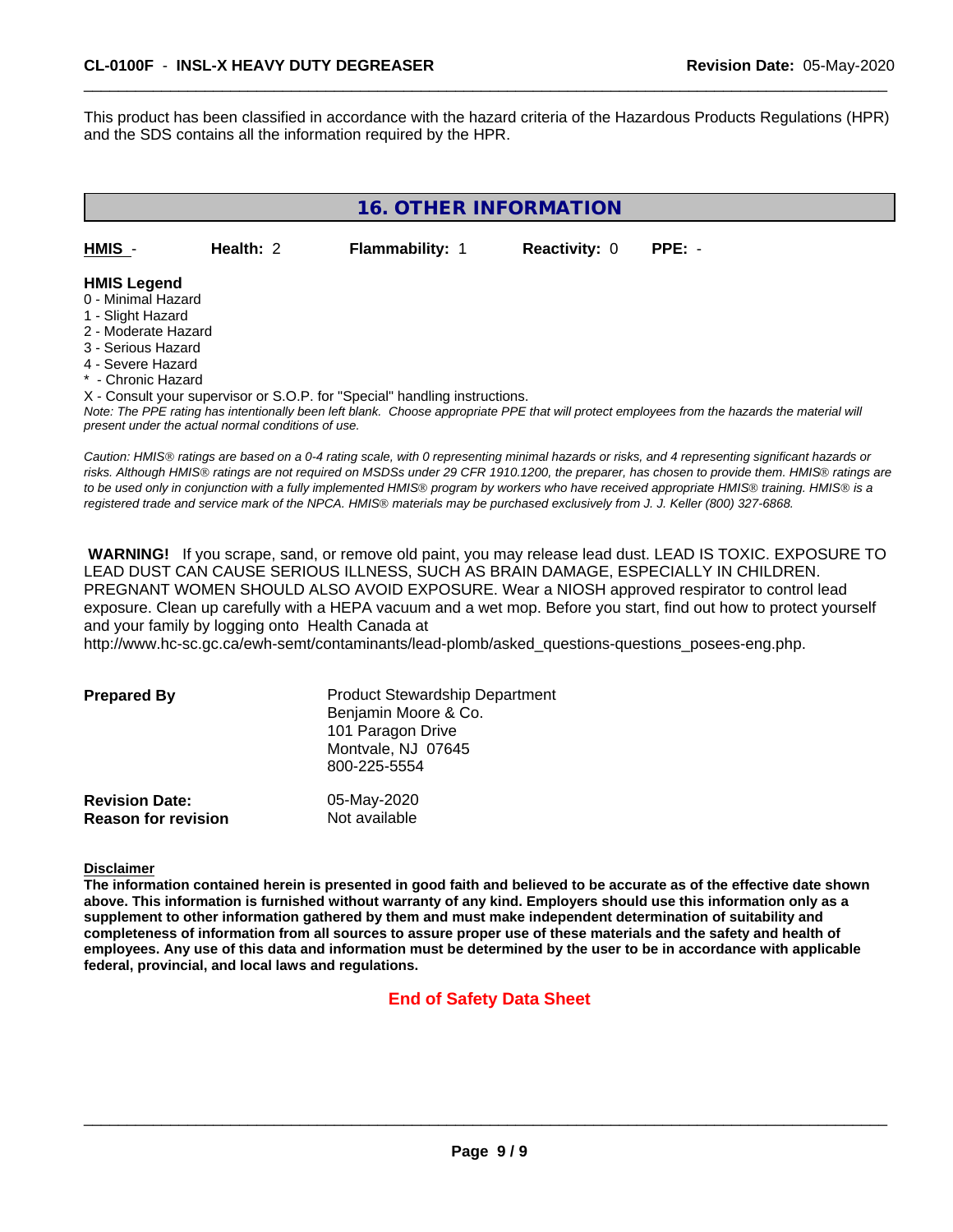This product has been classified in accordance with the hazard criteria of the Hazardous Products Regulations (HPR) and the SDS contains all the information required by the HPR.

## 16. OTHER INFORMATION

| | | | | |
|---|---|---|---|---|
| **HMIS** - | **Health:** 2 | **Flammability:** 1 | **Reactivity:** 0 | **PPE:** - |

**HMIS Legend**

0 - Minimal Hazard
1 - Slight Hazard
2 - Moderate Hazard
3 - Serious Hazard
4 - Severe Hazard
* - Chronic Hazard
X - Consult your supervisor or S.O.P. for "Special" handling instructions.

*Note: The PPE rating has intentionally been left blank. Choose appropriate PPE that will protect employees from the hazards the material will present under the actual normal conditions of use.*

*Caution: HMIS® ratings are based on a 0-4 rating scale, with 0 representing minimal hazards or risks, and 4 representing significant hazards or risks. Although HMIS® ratings are not required on MSDSs under 29 CFR 1910.1200, the preparer, has chosen to provide them. HMIS® ratings are to be used only in conjunction with a fully implemented HMIS® program by workers who have received appropriate HMIS® training. HMIS® is a registered trade and service mark of the NPCA. HMIS® materials may be purchased exclusively from J. J. Keller (800) 327-6868.*

**WARNING!** If you scrape, sand, or remove old paint, you may release lead dust. LEAD IS TOXIC. EXPOSURE TO LEAD DUST CAN CAUSE SERIOUS ILLNESS, SUCH AS BRAIN DAMAGE, ESPECIALLY IN CHILDREN. PREGNANT WOMEN SHOULD ALSO AVOID EXPOSURE. Wear a NIOSH approved respirator to control lead exposure. Clean up carefully with a HEPA vacuum and a wet mop. Before you start, find out how to protect yourself and your family by logging onto Health Canada at http://www.hc-sc.gc.ca/ewh-semt/contaminants/lead-plomb/asked_questions-questions_posees-eng.php.

**Prepared By**
Product Stewardship Department
Benjamin Moore & Co.
101 Paragon Drive
Montvale, NJ 07645
800-225-5554

**Revision Date:** 05-May-2020
**Reason for revision** Not available

**Disclaimer**

**The information contained herein is presented in good faith and believed to be accurate as of the effective date shown above. This information is furnished without warranty of any kind. Employers should use this information only as a supplement to other information gathered by them and must make independent determination of suitability and completeness of information from all sources to assure proper use of these materials and the safety and health of employees. Any use of this data and information must be determined by the user to be in accordance with applicable federal, provincial, and local laws and regulations.**

**End of Safety Data Sheet**